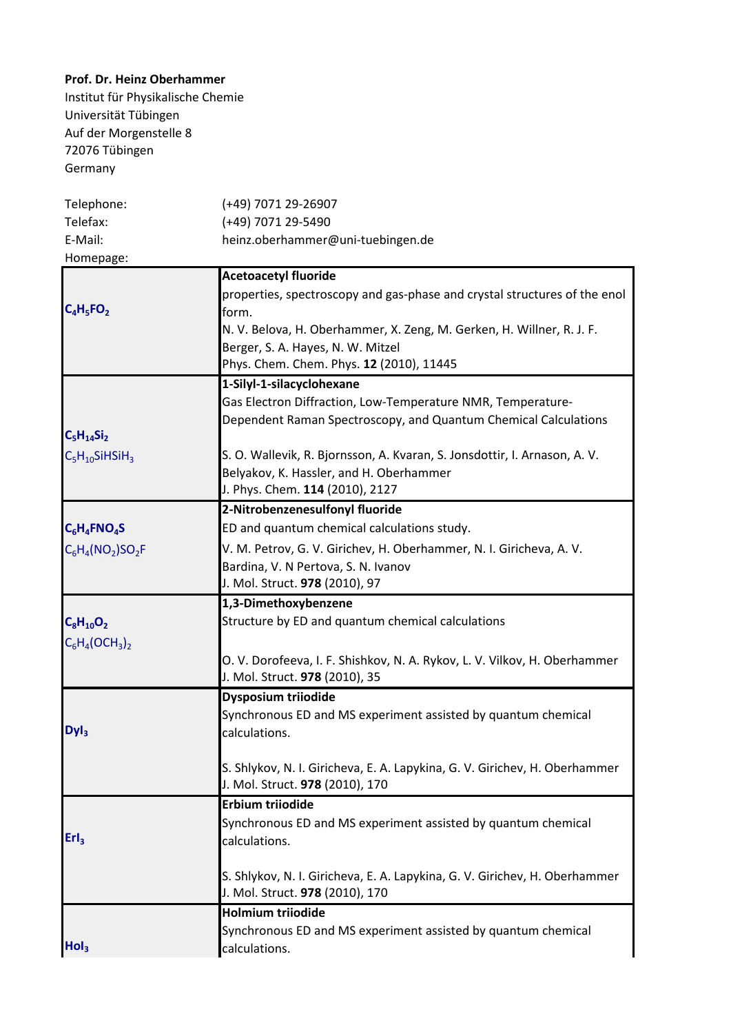**Prof. Dr. Heinz Oberhammer**
Institut für Physikalische Chemie
Universität Tübingen
Auf der Morgenstelle 8
72076 Tübingen
Germany

| | |
|---|---|
| Telephone: | (+49) 7071 29-26907 |
| Telefax: | (+49) 7071 29-5490 |
| E-Mail: | heinz.oberhammer@uni-tuebingen.de |
| Homepage: | |

| Formula | Publication |
|---|---|
| **$C_4H_5FO_2$** | **Acetoacetyl fluoride**<br>properties, spectroscopy and gas-phase and crystal structures of the enol form.<br>N. V. Belova, H. Oberhammer, X. Zeng, M. Gerken, H. Willner, R. J. F. Berger, S. A. Hayes, N. W. Mitzel<br>Phys. Chem. Chem. Phys. **12** (2010), 11445 |
| **$C_5H_{14}Si_2$**<br>$C_5H_{10}SiHSiH_3$ | **1-Silyl-1-silacyclohexane**<br>Gas Electron Diffraction, Low-Temperature NMR, Temperature-Dependent Raman Spectroscopy, and Quantum Chemical Calculations<br>S. O. Wallevik, R. Bjornsson, A. Kvaran, S. Jonsdottir, I. Arnason, A. V. Belyakov, K. Hassler, and H. Oberhammer<br>J. Phys. Chem. **114** (2010), 2127 |
| **$C_6H_4FNO_4S$**<br>$C_6H_4(NO_2)SO_2F$ | **2-Nitrobenzenesulfonyl fluoride**<br>ED and quantum chemical calculations study.<br>V. M. Petrov, G. V. Girichev, H. Oberhammer, N. I. Giricheva, A. V. Bardina, V. N Pertova, S. N. Ivanov<br>J. Mol. Struct. **978** (2010), 97 |
| **$C_8H_{10}O_2$**<br>$C_6H_4(OCH_3)_2$ | **1,3-Dimethoxybenzene**<br>Structure by ED and quantum chemical calculations<br>O. V. Dorofeeva, I. F. Shishkov, N. A. Rykov, L. V. Vilkov, H. Oberhammer<br>J. Mol. Struct. **978** (2010), 35 |
| **$DyI_3$** | **Dysposium triiodide**<br>Synchronous ED and MS experiment assisted by quantum chemical calculations.<br>S. Shlykov, N. I. Giricheva, E. A. Lapykina, G. V. Girichev, H. Oberhammer<br>J. Mol. Struct. **978** (2010), 170 |
| **$ErI_3$** | **Erbium triiodide**<br>Synchronous ED and MS experiment assisted by quantum chemical calculations.<br>S. Shlykov, N. I. Giricheva, E. A. Lapykina, G. V. Girichev, H. Oberhammer<br>J. Mol. Struct. **978** (2010), 170 |
| **$HoI_3$** | **Holmium triiodide**<br>Synchronous ED and MS experiment assisted by quantum chemical calculations. |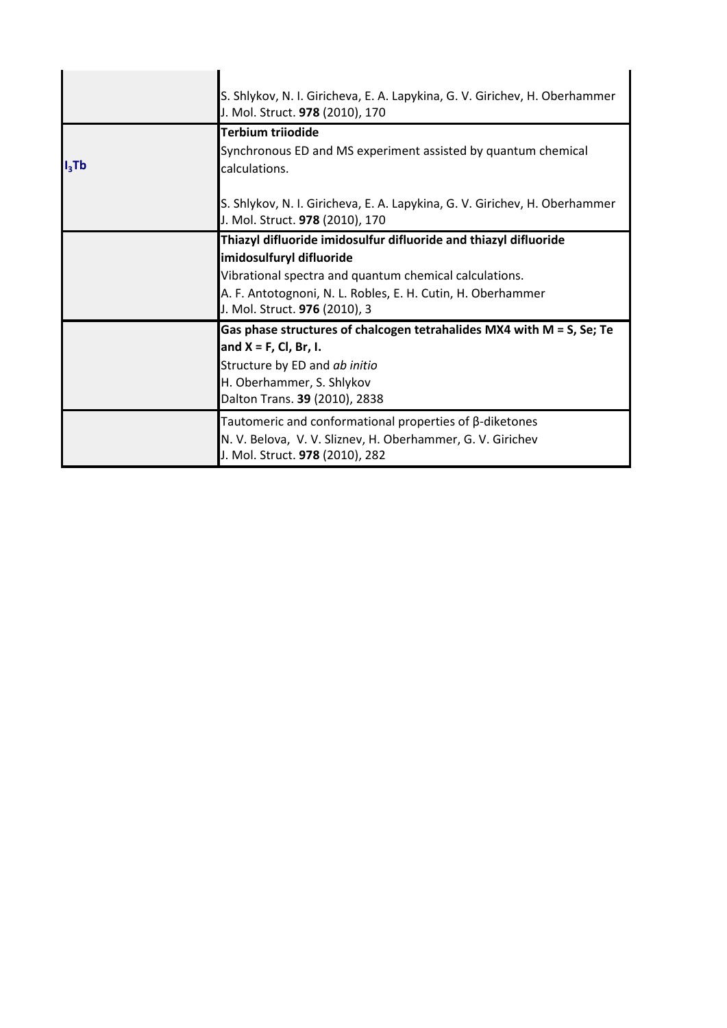| | |
|---|---|
| | S. Shlykov, N. I. Giricheva, E. A. Lapykina, G. V. Girichev, H. Oberhammer<br>J. Mol. Struct. **978** (2010), 170 |
| **$I_3Tb$** | **Terbium triiodide**<br>Synchronous ED and MS experiment assisted by quantum chemical calculations.<br><br>S. Shlykov, N. I. Giricheva, E. A. Lapykina, G. V. Girichev, H. Oberhammer<br>J. Mol. Struct. **978** (2010), 170 |
| | **Thiazyl difluoride imidosulfur difluoride and thiazyl difluoride imidosulfuryl difluoride**<br>Vibrational spectra and quantum chemical calculations.<br>A. F. Antotognoni, N. L. Robles, E. H. Cutin, H. Oberhammer<br>J. Mol. Struct. **976** (2010), 3 |
| | **Gas phase structures of chalcogen tetrahalides MX4 with M = S, Se; Te and X = F, Cl, Br, I.**<br>Structure by ED and *ab initio*<br>H. Oberhammer, S. Shlykov<br>Dalton Trans. **39** (2010), 2838 |
| | Tautomeric and conformational properties of β-diketones<br>N. V. Belova, V. V. Sliznev, H. Oberhammer, G. V. Girichev<br>J. Mol. Struct. **978** (2010), 282 |